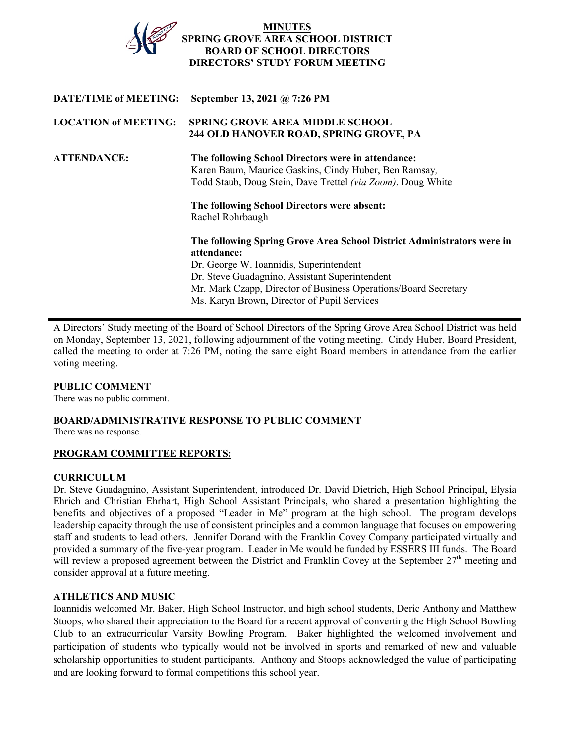# MINUTES
## SPRING GROVE AREA SCHOOL DISTRICT
## BOARD OF SCHOOL DIRECTORS
## DIRECTORS' STUDY FORUM MEETING

**DATE/TIME of MEETING:** **September 13, 2021 @ 7:26 PM**

**LOCATION of MEETING:** **SPRING GROVE AREA MIDDLE SCHOOL**
**244 OLD HANOVER ROAD, SPRING GROVE, PA**

**ATTENDANCE:**

**The following School Directors were in attendance:**
Karen Baum, Maurice Gaskins, Cindy Huber, Ben Ramsay, Todd Staub, Doug Stein, Dave Trettel *(via Zoom)*, Doug White

**The following School Directors were absent:**
Rachel Rohrbaugh

**The following Spring Grove Area School District Administrators were in attendance:**
Dr. George W. Ioannidis, Superintendent
Dr. Steve Guadagnino, Assistant Superintendent
Mr. Mark Czapp, Director of Business Operations/Board Secretary
Ms. Karyn Brown, Director of Pupil Services

---

A Directors' Study meeting of the Board of School Directors of the Spring Grove Area School District was held on Monday, September 13, 2021, following adjournment of the voting meeting. Cindy Huber, Board President, called the meeting to order at 7:26 PM, noting the same eight Board members in attendance from the earlier voting meeting.

**PUBLIC COMMENT**

There was no public comment.

**BOARD/ADMINISTRATIVE RESPONSE TO PUBLIC COMMENT**

There was no response.

**PROGRAM COMMITTEE REPORTS:**

**CURRICULUM**

Dr. Steve Guadagnino, Assistant Superintendent, introduced Dr. David Dietrich, High School Principal, Elysia Ehrich and Christian Ehrhart, High School Assistant Principals, who shared a presentation highlighting the benefits and objectives of a proposed "Leader in Me" program at the high school. The program develops leadership capacity through the use of consistent principles and a common language that focuses on empowering staff and students to lead others. Jennifer Dorand with the Franklin Covey Company participated virtually and provided a summary of the five-year program. Leader in Me would be funded by ESSERS III funds. The Board will review a proposed agreement between the District and Franklin Covey at the September 27th meeting and consider approval at a future meeting.

**ATHLETICS AND MUSIC**

Ioannidis welcomed Mr. Baker, High School Instructor, and high school students, Deric Anthony and Matthew Stoops, who shared their appreciation to the Board for a recent approval of converting the High School Bowling Club to an extracurricular Varsity Bowling Program. Baker highlighted the welcomed involvement and participation of students who typically would not be involved in sports and remarked of new and valuable scholarship opportunities to student participants. Anthony and Stoops acknowledged the value of participating and are looking forward to formal competitions this school year.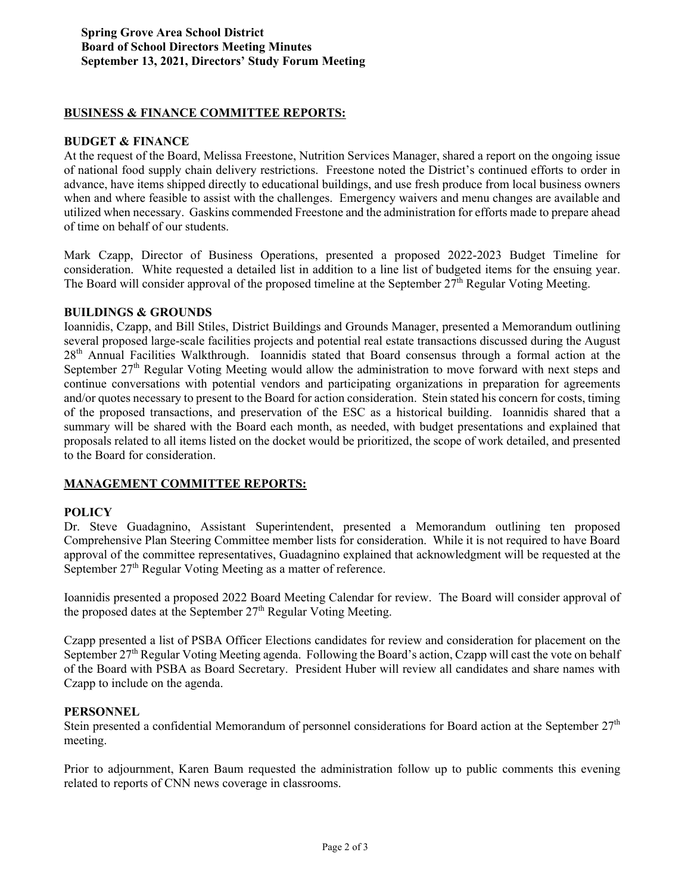**Spring Grove Area School District**
**Board of School Directors Meeting Minutes**
**September 13, 2021, Directors' Study Forum Meeting**

## BUSINESS & FINANCE COMMITTEE REPORTS:

### BUDGET & FINANCE

At the request of the Board, Melissa Freestone, Nutrition Services Manager, shared a report on the ongoing issue of national food supply chain delivery restrictions. Freestone noted the District's continued efforts to order in advance, have items shipped directly to educational buildings, and use fresh produce from local business owners when and where feasible to assist with the challenges. Emergency waivers and menu changes are available and utilized when necessary. Gaskins commended Freestone and the administration for efforts made to prepare ahead of time on behalf of our students.

Mark Czapp, Director of Business Operations, presented a proposed 2022-2023 Budget Timeline for consideration. White requested a detailed list in addition to a line list of budgeted items for the ensuing year. The Board will consider approval of the proposed timeline at the September 27th Regular Voting Meeting.

### BUILDINGS & GROUNDS

Ioannidis, Czapp, and Bill Stiles, District Buildings and Grounds Manager, presented a Memorandum outlining several proposed large-scale facilities projects and potential real estate transactions discussed during the August 28th Annual Facilities Walkthrough. Ioannidis stated that Board consensus through a formal action at the September 27th Regular Voting Meeting would allow the administration to move forward with next steps and continue conversations with potential vendors and participating organizations in preparation for agreements and/or quotes necessary to present to the Board for action consideration. Stein stated his concern for costs, timing of the proposed transactions, and preservation of the ESC as a historical building. Ioannidis shared that a summary will be shared with the Board each month, as needed, with budget presentations and explained that proposals related to all items listed on the docket would be prioritized, the scope of work detailed, and presented to the Board for consideration.

## MANAGEMENT COMMITTEE REPORTS:

### POLICY

Dr. Steve Guadagnino, Assistant Superintendent, presented a Memorandum outlining ten proposed Comprehensive Plan Steering Committee member lists for consideration. While it is not required to have Board approval of the committee representatives, Guadagnino explained that acknowledgment will be requested at the September 27th Regular Voting Meeting as a matter of reference.

Ioannidis presented a proposed 2022 Board Meeting Calendar for review. The Board will consider approval of the proposed dates at the September 27th Regular Voting Meeting.

Czapp presented a list of PSBA Officer Elections candidates for review and consideration for placement on the September 27th Regular Voting Meeting agenda. Following the Board's action, Czapp will cast the vote on behalf of the Board with PSBA as Board Secretary. President Huber will review all candidates and share names with Czapp to include on the agenda.

### PERSONNEL

Stein presented a confidential Memorandum of personnel considerations for Board action at the September 27th meeting.

Prior to adjournment, Karen Baum requested the administration follow up to public comments this evening related to reports of CNN news coverage in classrooms.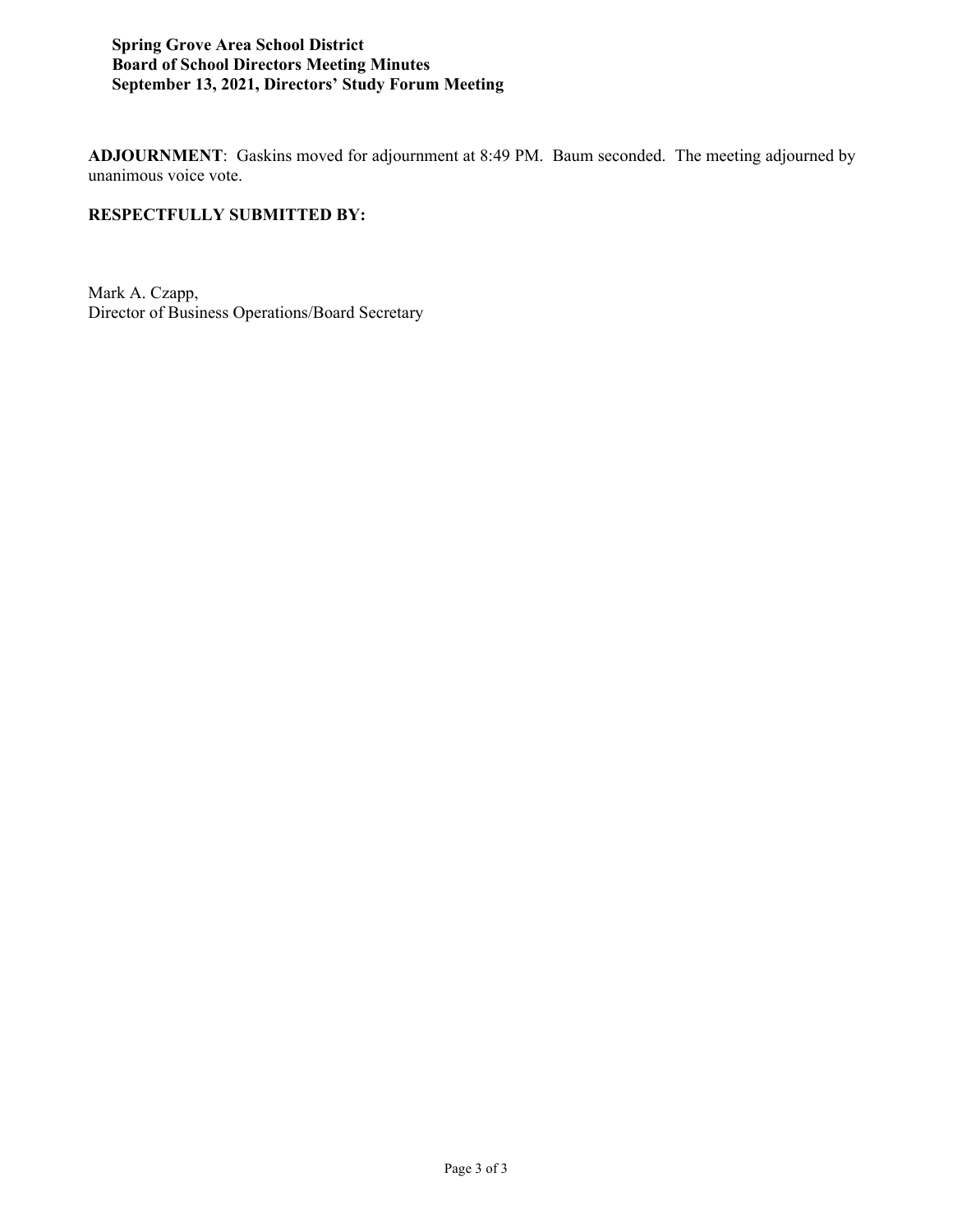**ADJOURNMENT**: Gaskins moved for adjournment at 8:49 PM. Baum seconded. The meeting adjourned by unanimous voice vote.

**RESPECTFULLY SUBMITTED BY:**

Mark A. Czapp,
Director of Business Operations/Board Secretary